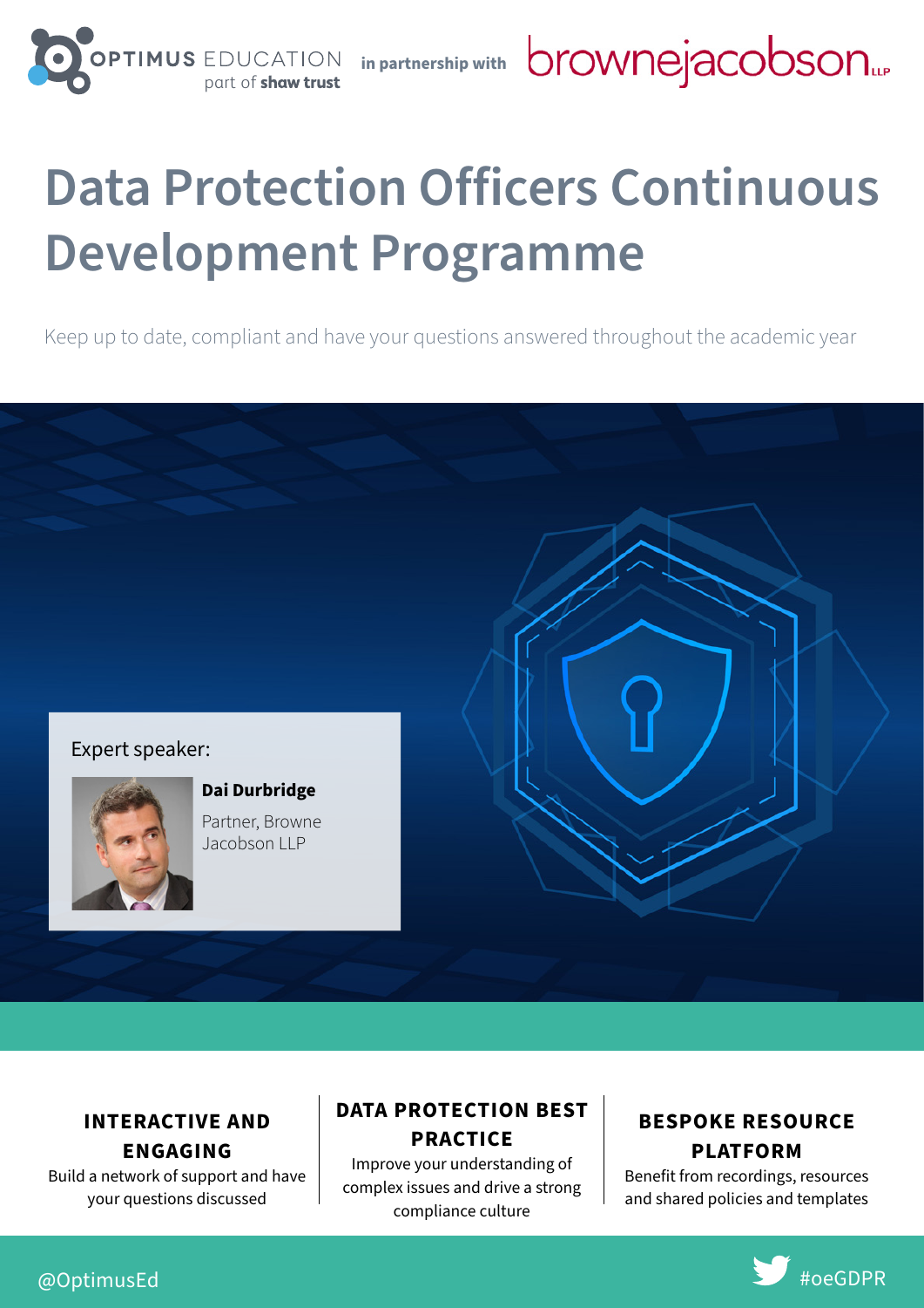OPTIMUS EDUCATION part of shaw trust in partnership with brownejacobson LLP

# Data Protection Officers Continuous Development Programme

Keep up to date, compliant and have your questions answered throughout the academic year

Expert speaker:

**Dai Durbridge**
Partner, Browne Jacobson LLP

### INTERACTIVE AND ENGAGING

Build a network of support and have your questions discussed

### DATA PROTECTION BEST PRACTICE

Improve your understanding of complex issues and drive a strong compliance culture

### BESPOKE RESOURCE PLATFORM

Benefit from recordings, resources and shared policies and templates

@OptimusEd

#oeGDPR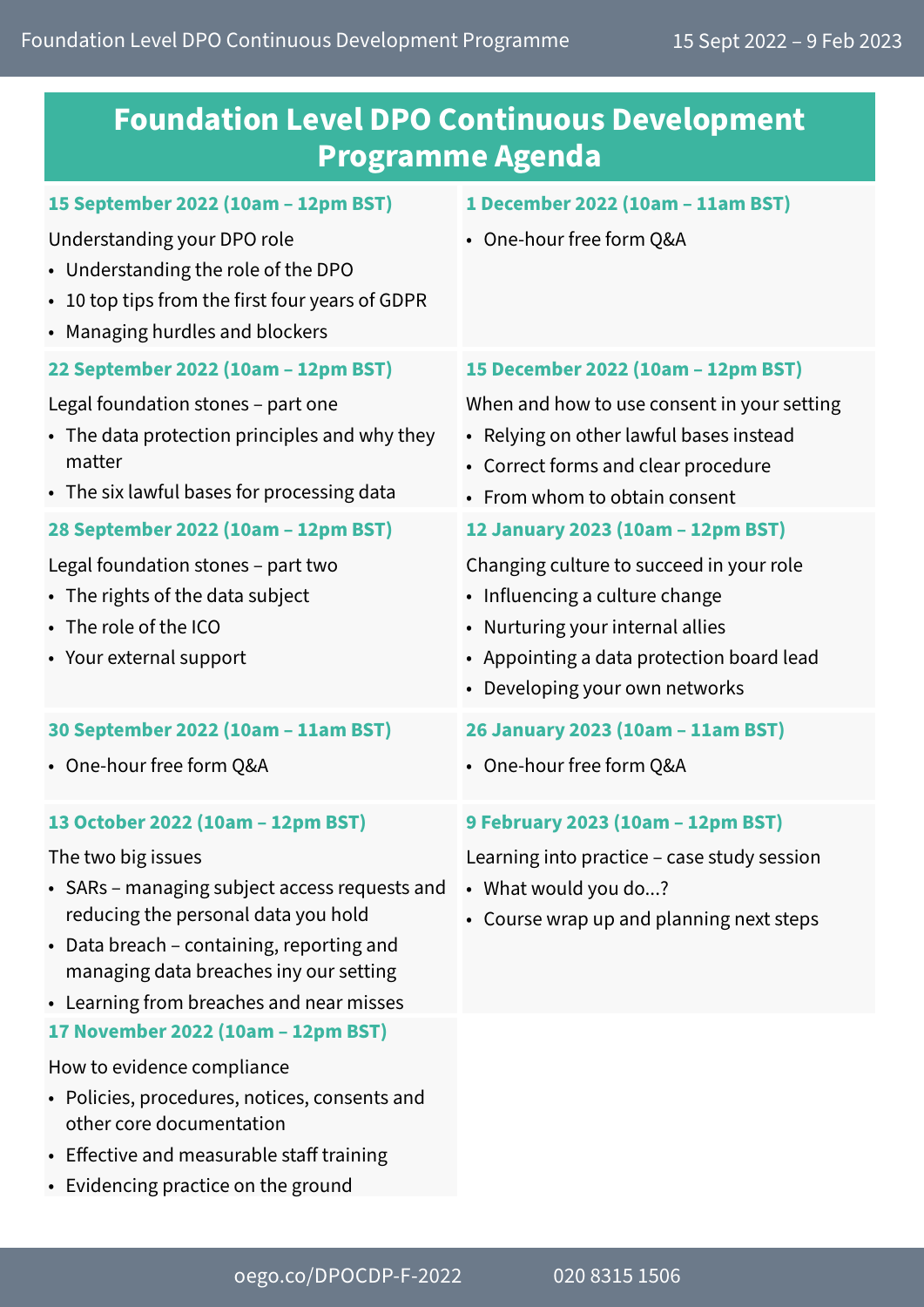# Foundation Level DPO Continuous Development Programme Agenda

**15 September 2022 (10am – 12pm BST)**

Understanding your DPO role

- Understanding the role of the DPO
- 10 top tips from the first four years of GDPR
- Managing hurdles and blockers

**22 September 2022 (10am – 12pm BST)**

Legal foundation stones – part one

- The data protection principles and why they matter
- The six lawful bases for processing data

**28 September 2022 (10am – 12pm BST)**

Legal foundation stones – part two

- The rights of the data subject
- The role of the ICO
- Your external support

**30 September 2022 (10am – 11am BST)**

- One-hour free form Q&A

**13 October 2022 (10am – 12pm BST)**

The two big issues

- SARs – managing subject access requests and reducing the personal data you hold
- Data breach – containing, reporting and managing data breaches iny our setting
- Learning from breaches and near misses

**17 November 2022 (10am – 12pm BST)**

How to evidence compliance

- Policies, procedures, notices, consents and other core documentation
- Effective and measurable staff training
- Evidencing practice on the ground

**1 December 2022 (10am – 11am BST)**

- One-hour free form Q&A

**15 December 2022 (10am – 12pm BST)**

When and how to use consent in your setting

- Relying on other lawful bases instead
- Correct forms and clear procedure
- From whom to obtain consent

**12 January 2023 (10am – 12pm BST)**

Changing culture to succeed in your role

- Influencing a culture change
- Nurturing your internal allies
- Appointing a data protection board lead
- Developing your own networks

**26 January 2023 (10am – 11am BST)**

- One-hour free form Q&A

**9 February 2023 (10am – 12pm BST)**

Learning into practice – case study session

- What would you do...?
- Course wrap up and planning next steps

oego.co/DPOCDP-F-2022 020 8315 1506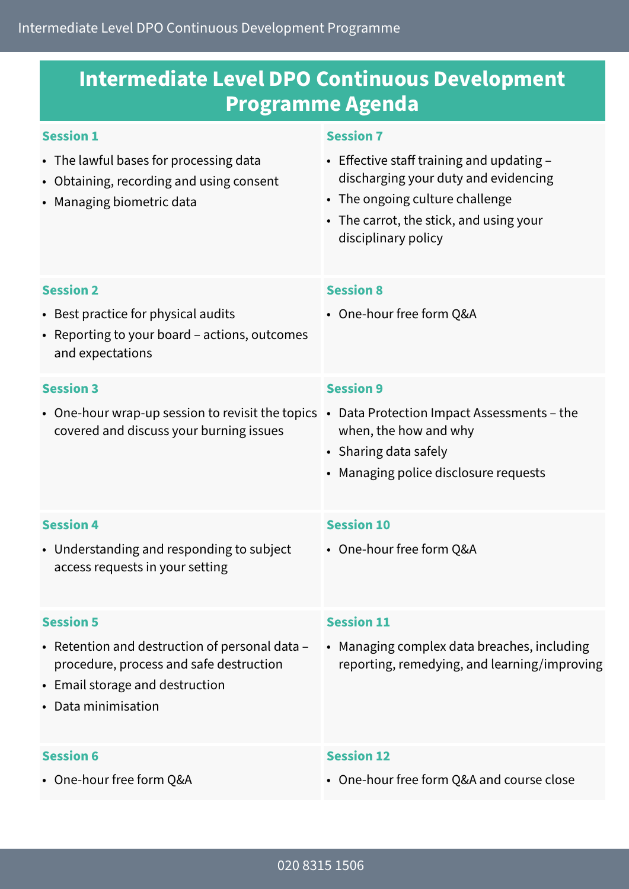# Intermediate Level DPO Continuous Development Programme Agenda

### Session 1

- The lawful bases for processing data
- Obtaining, recording and using consent
- Managing biometric data

### Session 2

- Best practice for physical audits
- Reporting to your board – actions, outcomes and expectations

### Session 3

- One-hour wrap-up session to revisit the topics covered and discuss your burning issues

### Session 4

- Understanding and responding to subject access requests in your setting

### Session 5

- Retention and destruction of personal data – procedure, process and safe destruction
- Email storage and destruction
- Data minimisation

### Session 6

- One-hour free form Q&A

### Session 7

- Effective staff training and updating – discharging your duty and evidencing
- The ongoing culture challenge
- The carrot, the stick, and using your disciplinary policy

### Session 8

- One-hour free form Q&A

### Session 9

- Data Protection Impact Assessments – the when, the how and why
- Sharing data safely
- Managing police disclosure requests

### Session 10

- One-hour free form Q&A

### Session 11

- Managing complex data breaches, including reporting, remedying, and learning/improving

### Session 12

- One-hour free form Q&A and course close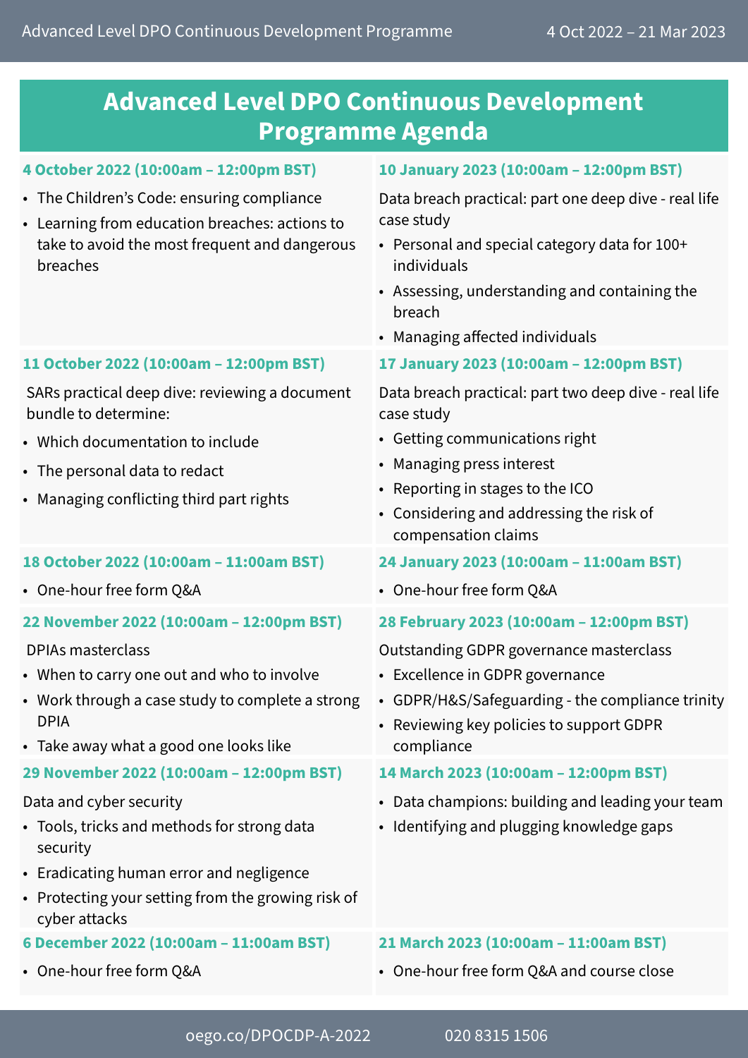# Advanced Level DPO Continuous Development Programme Agenda

**4 October 2022 (10:00am – 12:00pm BST)**

- The Children's Code: ensuring compliance
- Learning from education breaches: actions to take to avoid the most frequent and dangerous breaches

**11 October 2022 (10:00am – 12:00pm BST)**

SARs practical deep dive: reviewing a document bundle to determine:

- Which documentation to include
- The personal data to redact
- Managing conflicting third part rights

**18 October 2022 (10:00am – 11:00am BST)**

- One-hour free form Q&A

**22 November 2022 (10:00am – 12:00pm BST)**

DPIAs masterclass

- When to carry one out and who to involve
- Work through a case study to complete a strong DPIA
- Take away what a good one looks like

**29 November 2022 (10:00am – 12:00pm BST)**

Data and cyber security

- Tools, tricks and methods for strong data security
- Eradicating human error and negligence
- Protecting your setting from the growing risk of cyber attacks

**6 December 2022 (10:00am – 11:00am BST)**

- One-hour free form Q&A

**10 January 2023 (10:00am – 12:00pm BST)**

Data breach practical: part one deep dive - real life case study

- Personal and special category data for 100+ individuals
- Assessing, understanding and containing the breach
- Managing affected individuals

**17 January 2023 (10:00am – 12:00pm BST)**

Data breach practical: part two deep dive - real life case study

- Getting communications right
- Managing press interest
- Reporting in stages to the ICO
- Considering and addressing the risk of compensation claims

**24 January 2023 (10:00am – 11:00am BST)**

- One-hour free form Q&A

**28 February 2023 (10:00am – 12:00pm BST)**

Outstanding GDPR governance masterclass

- Excellence in GDPR governance
- GDPR/H&S/Safeguarding - the compliance trinity
- Reviewing key policies to support GDPR compliance

**14 March 2023 (10:00am – 12:00pm BST)**

- Data champions: building and leading your team
- Identifying and plugging knowledge gaps

**21 March 2023 (10:00am – 11:00am BST)**

- One-hour free form Q&A and course close

oego.co/DPOCDP-A-2022 020 8315 1506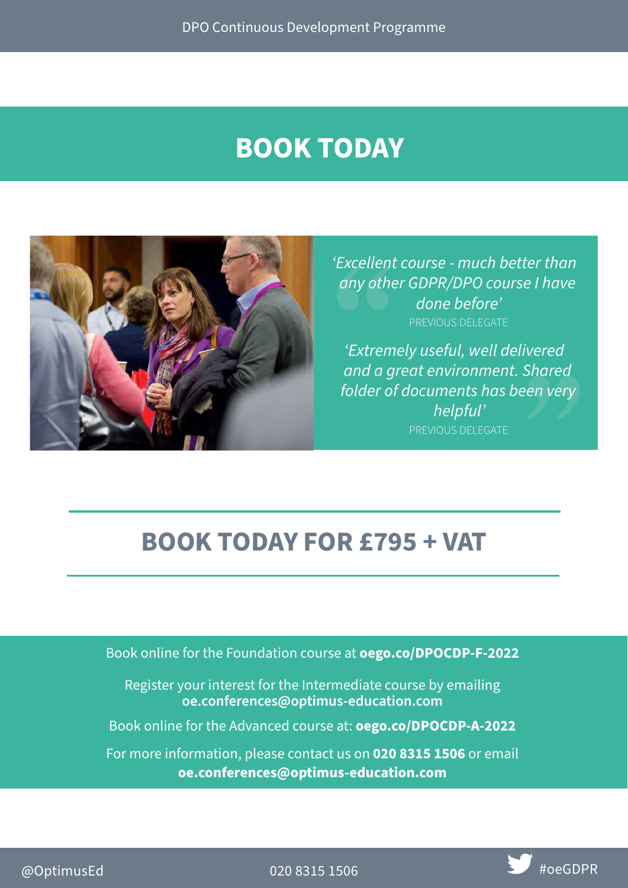# BOOK TODAY

*'Excellent course - much better than any other GDPR/DPO course I have done before'*
PREVIOUS DELEGATE

*'Extremely useful, well delivered and a great environment. Shared folder of documents has been very helpful'*
PREVIOUS DELEGATE

## BOOK TODAY FOR £795 + VAT

Book online for the Foundation course at **oego.co/DPOCDP-F-2022**

Register your interest for the Intermediate course by emailing **oe.conferences@optimus-education.com**

Book online for the Advanced course at: **oego.co/DPOCDP-A-2022**

For more information, please contact us on **020 8315 1506** or email **oe.conferences@optimus-education.com**

@OptimusEd 020 8315 1506 #oeGDPR